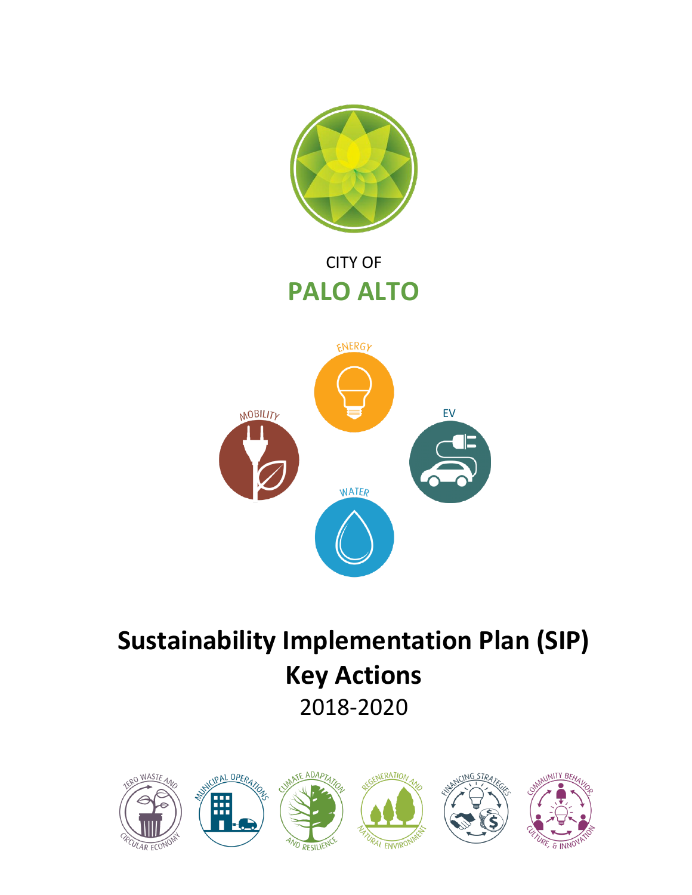CITY OF

**PALO ALTO**

ENERGY

MOBILITY

EV

WATER

# Sustainability Implementation Plan (SIP)

# Key Actions

2018-2020

ZERO WASTE AND CIRCULAR ECONOMY

MUNICIPAL OPERATIONS

CLIMATE ADAPTATION AND RESILIENCE

REGENERATION AND NATURAL ENVIRONMENT

FINANCING STRATEGIES

COMMUNITY BEHAVIOR, CULTURE, & INNOVATION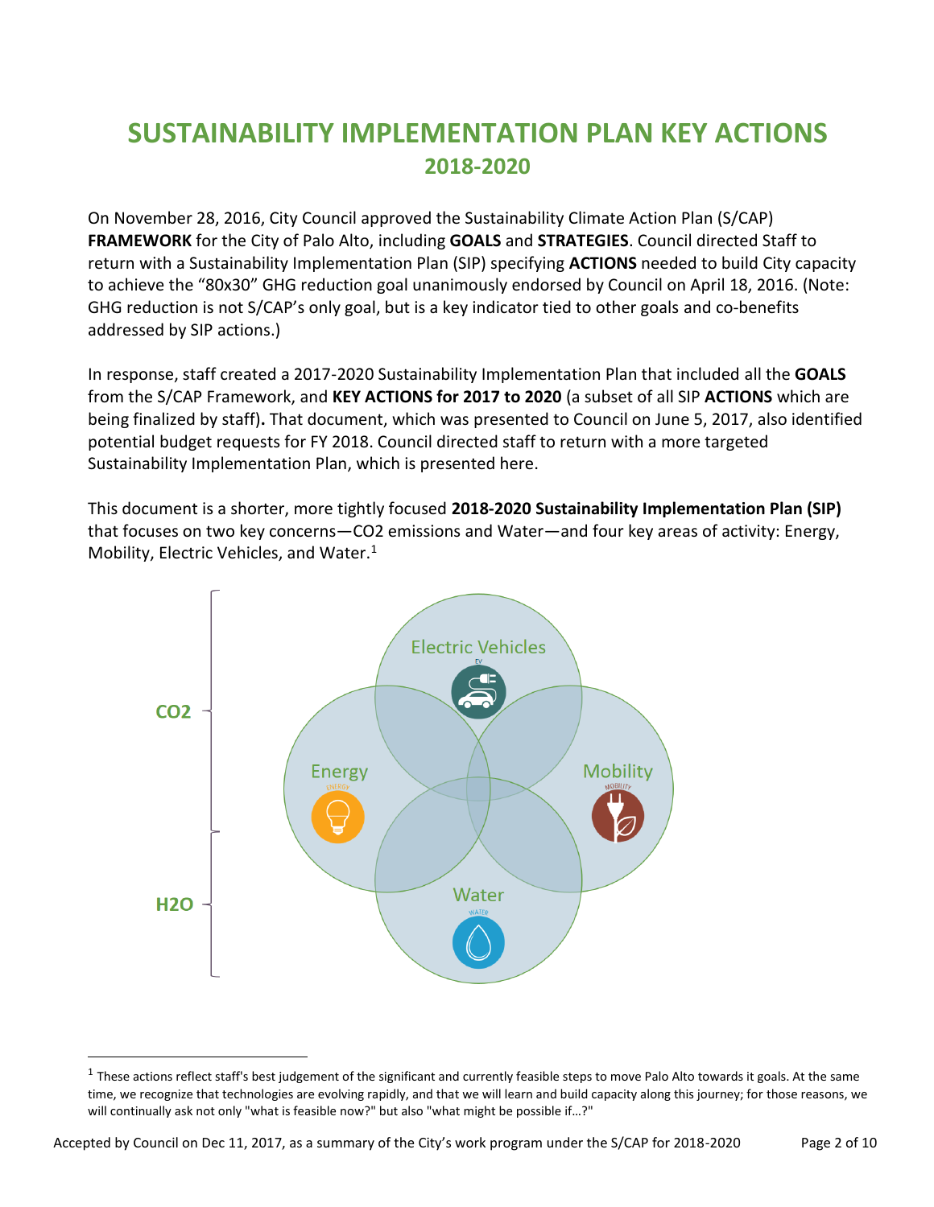# SUSTAINABILITY IMPLEMENTATION PLAN KEY ACTIONS

## 2018-2020

On November 28, 2016, City Council approved the Sustainability Climate Action Plan (S/CAP) **FRAMEWORK** for the City of Palo Alto, including **GOALS** and **STRATEGIES**. Council directed Staff to return with a Sustainability Implementation Plan (SIP) specifying **ACTIONS** needed to build City capacity to achieve the "80x30" GHG reduction goal unanimously endorsed by Council on April 18, 2016. (Note: GHG reduction is not S/CAP's only goal, but is a key indicator tied to other goals and co-benefits addressed by SIP actions.)

In response, staff created a 2017-2020 Sustainability Implementation Plan that included all the **GOALS** from the S/CAP Framework, and **KEY ACTIONS for 2017 to 2020** (a subset of all SIP **ACTIONS** which are being finalized by staff)**.** That document, which was presented to Council on June 5, 2017, also identified potential budget requests for FY 2018. Council directed staff to return with a more targeted Sustainability Implementation Plan, which is presented here.

This document is a shorter, more tightly focused **2018-2020 Sustainability Implementation Plan (SIP)** that focuses on two key concerns—CO2 emissions and Water—and four key areas of activity: Energy, Mobility, Electric Vehicles, and Water.[1]

CO2

Electric Vehicles

Energy

Mobility

Water

H2O

[1] These actions reflect staff's best judgement of the significant and currently feasible steps to move Palo Alto towards it goals. At the same time, we recognize that technologies are evolving rapidly, and that we will learn and build capacity along this journey; for those reasons, we will continually ask not only "what is feasible now?" but also "what might be possible if…?"

Accepted by Council on Dec 11, 2017, as a summary of the City's work program under the S/CAP for 2018-2020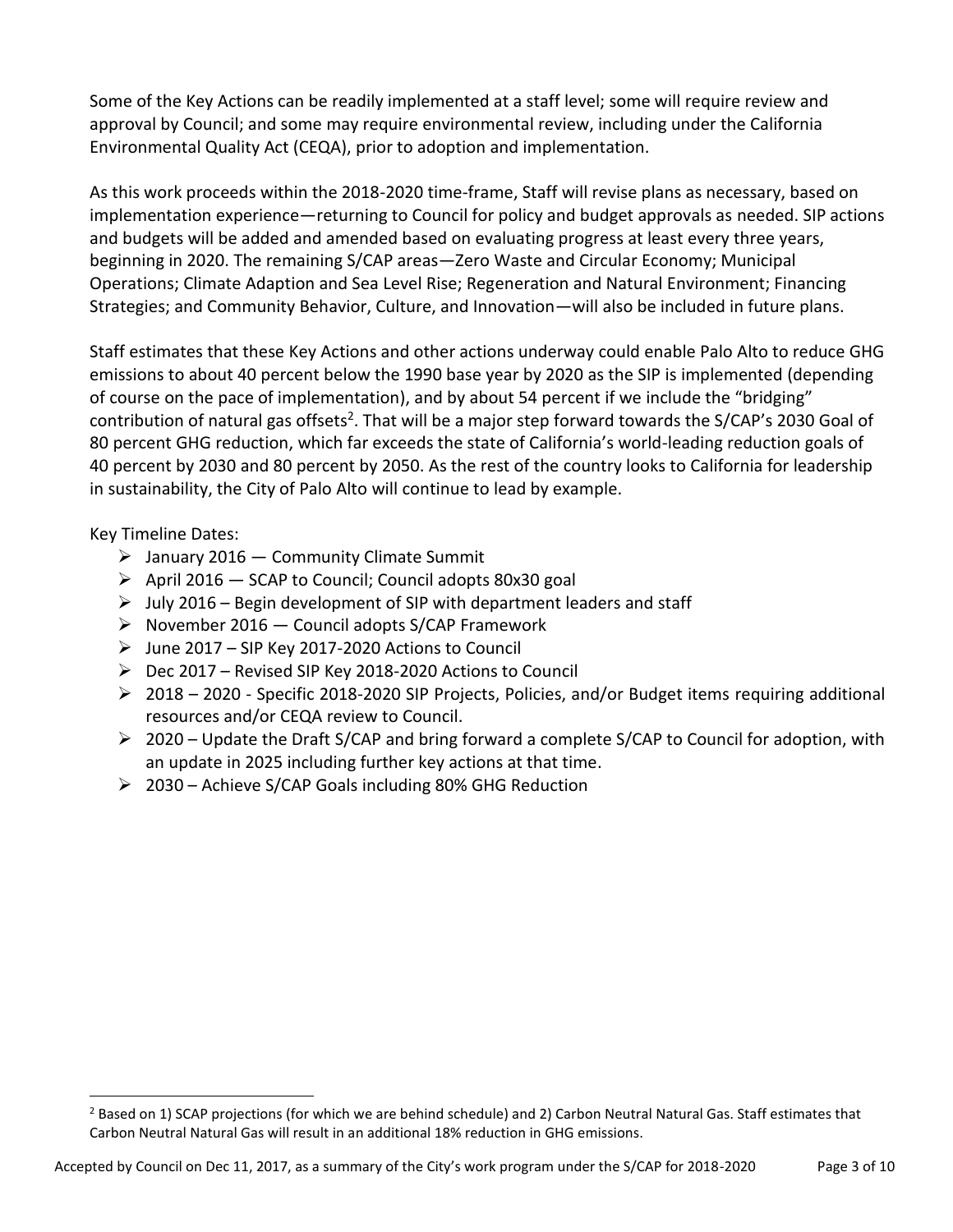Some of the Key Actions can be readily implemented at a staff level; some will require review and approval by Council; and some may require environmental review, including under the California Environmental Quality Act (CEQA), prior to adoption and implementation.

As this work proceeds within the 2018-2020 time-frame, Staff will revise plans as necessary, based on implementation experience—returning to Council for policy and budget approvals as needed. SIP actions and budgets will be added and amended based on evaluating progress at least every three years, beginning in 2020. The remaining S/CAP areas—Zero Waste and Circular Economy; Municipal Operations; Climate Adaption and Sea Level Rise; Regeneration and Natural Environment; Financing Strategies; and Community Behavior, Culture, and Innovation—will also be included in future plans.

Staff estimates that these Key Actions and other actions underway could enable Palo Alto to reduce GHG emissions to about 40 percent below the 1990 base year by 2020 as the SIP is implemented (depending of course on the pace of implementation), and by about 54 percent if we include the "bridging" contribution of natural gas offsets[2]. That will be a major step forward towards the S/CAP's 2030 Goal of 80 percent GHG reduction, which far exceeds the state of California's world-leading reduction goals of 40 percent by 2030 and 80 percent by 2050. As the rest of the country looks to California for leadership in sustainability, the City of Palo Alto will continue to lead by example.

Key Timeline Dates:

- January 2016 — Community Climate Summit
- April 2016 — SCAP to Council; Council adopts 80x30 goal
- July 2016 – Begin development of SIP with department leaders and staff
- November 2016 — Council adopts S/CAP Framework
- June 2017 – SIP Key 2017-2020 Actions to Council
- Dec 2017 – Revised SIP Key 2018-2020 Actions to Council
- 2018 – 2020 - Specific 2018-2020 SIP Projects, Policies, and/or Budget items requiring additional resources and/or CEQA review to Council.
- 2020 – Update the Draft S/CAP and bring forward a complete S/CAP to Council for adoption, with an update in 2025 including further key actions at that time.
- 2030 – Achieve S/CAP Goals including 80% GHG Reduction

[2] Based on 1) SCAP projections (for which we are behind schedule) and 2) Carbon Neutral Natural Gas. Staff estimates that Carbon Neutral Natural Gas will result in an additional 18% reduction in GHG emissions.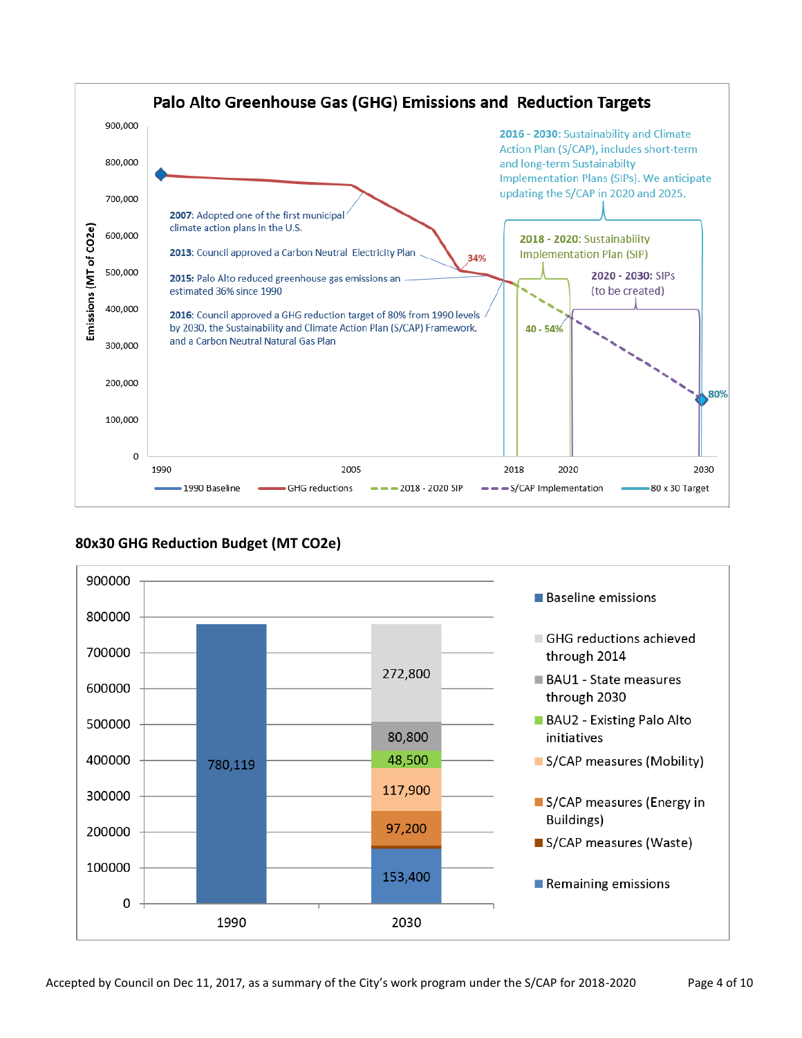## Palo Alto Greenhouse Gas (GHG) Emissions and Reduction Targets

Emissions (MT of CO2e)

900,000
800,000
700,000
600,000
500,000
400,000
300,000
200,000
100,000
0

1990 | 2005 | 2018 | 2020 | 2030

**2007**: Adopted one of the first municipal climate action plans in the U.S.

**2013**: Council approved a Carbon Neutral Electricity Plan

**2015**: Palo Alto reduced greenhouse gas emissions an estimated 36% since 1990

**2016**: Council approved a GHG reduction target of 80% from 1990 levels by 2030, the Sustainability and Climate Action Plan (S/CAP) Framework, and a Carbon Neutral Natural Gas Plan

34%

**2016 - 2030:** Sustainability and Climate Action Plan (S/CAP), includes short-term and long-term Sustainabilty Implementation Plans (SIPs). We anticipate updating the S/CAP in 2020 and 2025.

**2018 - 2020:** Sustainability Implementation Plan (SIP)

**2020 - 2030:** SIPs (to be created)

40 - 54%

80%

Legend: 1990 Baseline; GHG reductions; 2018 - 2020 SIP; S/CAP Implementation; 80 x 30 Target

## 80x30 GHG Reduction Budget (MT CO2e)

| Category | 1990 | 2030 |
|---|---|---|
| Baseline emissions | 780,119 | |
| GHG reductions achieved through 2014 | | 272,800 |
| BAU1 - State measures through 2030 | | 80,800 |
| BAU2 - Existing Palo Alto initiatives | | 48,500 |
| S/CAP measures (Mobility) | | 117,900 |
| S/CAP measures (Energy in Buildings) | | 97,200 |
| S/CAP measures (Waste) | | |
| Remaining emissions | | 153,400 |

Accepted by Council on Dec 11, 2017, as a summary of the City's work program under the S/CAP for 2018-2020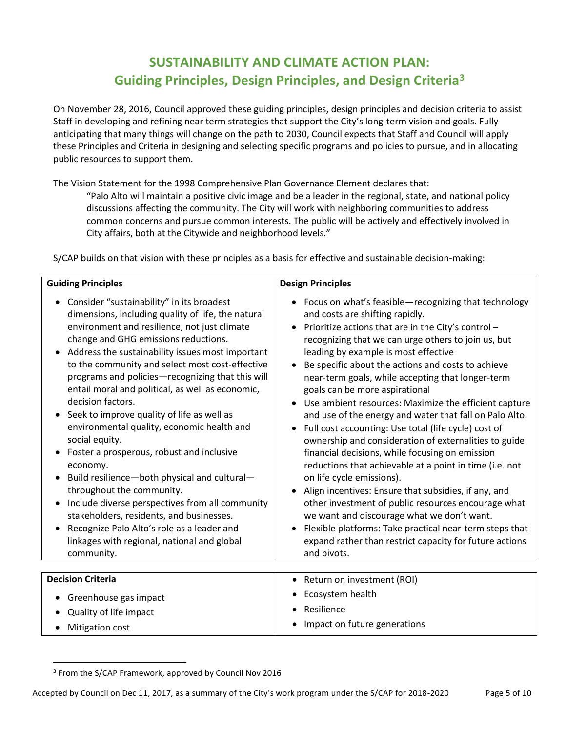# SUSTAINABILITY AND CLIMATE ACTION PLAN: Guiding Principles, Design Principles, and Design Criteria[3]

On November 28, 2016, Council approved these guiding principles, design principles and decision criteria to assist Staff in developing and refining near term strategies that support the City's long-term vision and goals. Fully anticipating that many things will change on the path to 2030, Council expects that Staff and Council will apply these Principles and Criteria in designing and selecting specific programs and policies to pursue, and in allocating public resources to support them.

The Vision Statement for the 1998 Comprehensive Plan Governance Element declares that:

> "Palo Alto will maintain a positive civic image and be a leader in the regional, state, and national policy discussions affecting the community. The City will work with neighboring communities to address common concerns and pursue common interests. The public will be actively and effectively involved in City affairs, both at the Citywide and neighborhood levels."

S/CAP builds on that vision with these principles as a basis for effective and sustainable decision-making:

| Guiding Principles | Design Principles |
|---|---|
| • Consider "sustainability" in its broadest dimensions, including quality of life, the natural environment and resilience, not just climate change and GHG emissions reductions.<br>• Address the sustainability issues most important to the community and select most cost-effective programs and policies—recognizing that this will entail moral and political, as well as economic, decision factors.<br>• Seek to improve quality of life as well as environmental quality, economic health and social equity.<br>• Foster a prosperous, robust and inclusive economy.<br>• Build resilience—both physical and cultural—throughout the community.<br>• Include diverse perspectives from all community stakeholders, residents, and businesses.<br>• Recognize Palo Alto's role as a leader and linkages with regional, national and global community. | • Focus on what's feasible—recognizing that technology and costs are shifting rapidly.<br>• Prioritize actions that are in the City's control – recognizing that we can urge others to join us, but leading by example is most effective<br>• Be specific about the actions and costs to achieve near-term goals, while accepting that longer-term goals can be more aspirational<br>• Use ambient resources: Maximize the efficient capture and use of the energy and water that fall on Palo Alto.<br>• Full cost accounting: Use total (life cycle) cost of ownership and consideration of externalities to guide financial decisions, while focusing on emission reductions that achievable at a point in time (i.e. not on life cycle emissions).<br>• Align incentives: Ensure that subsidies, if any, and other investment of public resources encourage what we want and discourage what we don't want.<br>• Flexible platforms: Take practical near-term steps that expand rather than restrict capacity for future actions and pivots. |

| Decision Criteria | |
|---|---|
| • Greenhouse gas impact<br>• Quality of life impact<br>• Mitigation cost | • Return on investment (ROI)<br>• Ecosystem health<br>• Resilience<br>• Impact on future generations |

[3] From the S/CAP Framework, approved by Council Nov 2016

Accepted by Council on Dec 11, 2017, as a summary of the City's work program under the S/CAP for 2018-2020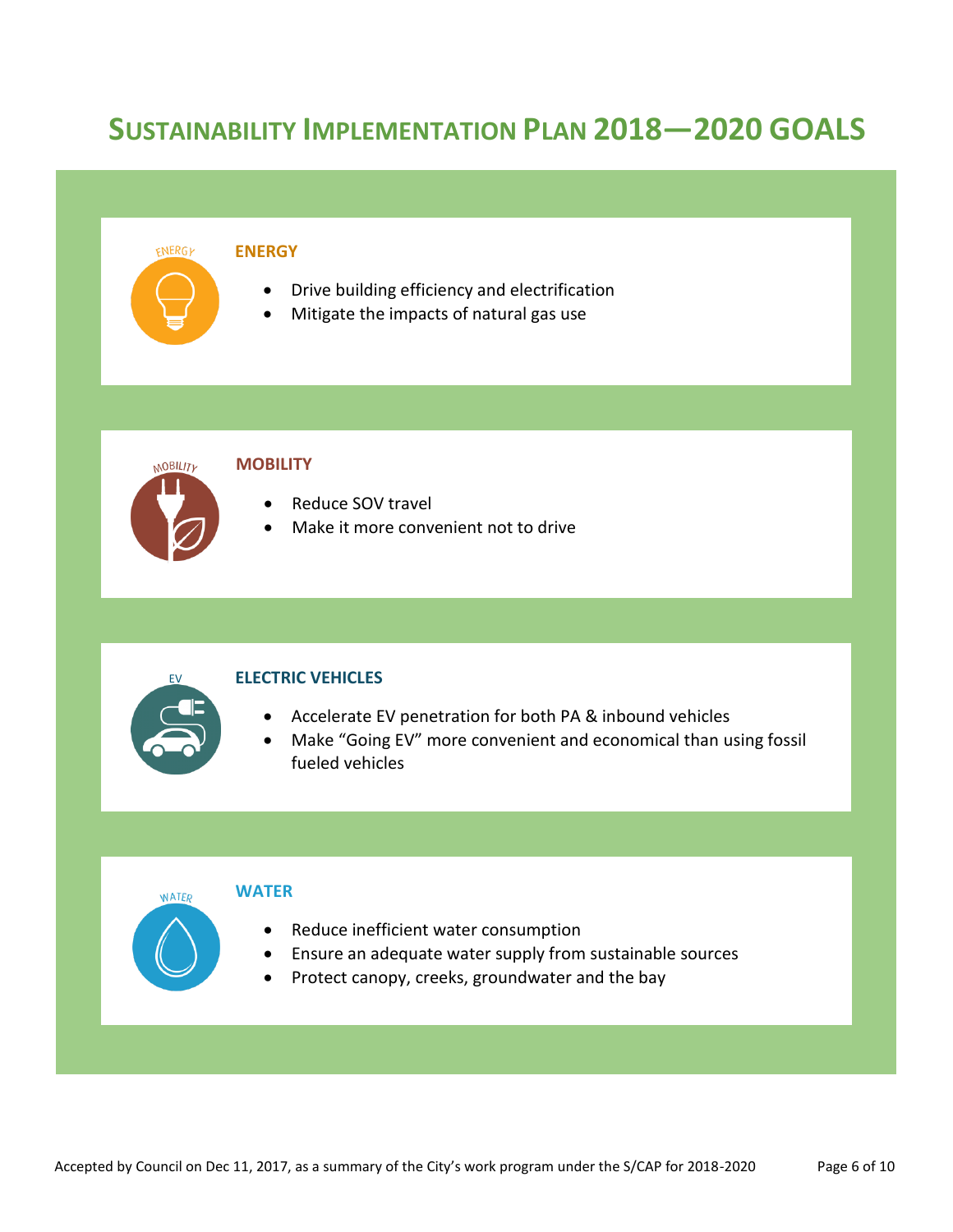# Sustainability Implementation Plan 2018—2020 Goals

### ENERGY

- Drive building efficiency and electrification
- Mitigate the impacts of natural gas use

### MOBILITY

- Reduce SOV travel
- Make it more convenient not to drive

### ELECTRIC VEHICLES

- Accelerate EV penetration for both PA & inbound vehicles
- Make "Going EV" more convenient and economical than using fossil fueled vehicles

### WATER

- Reduce inefficient water consumption
- Ensure an adequate water supply from sustainable sources
- Protect canopy, creeks, groundwater and the bay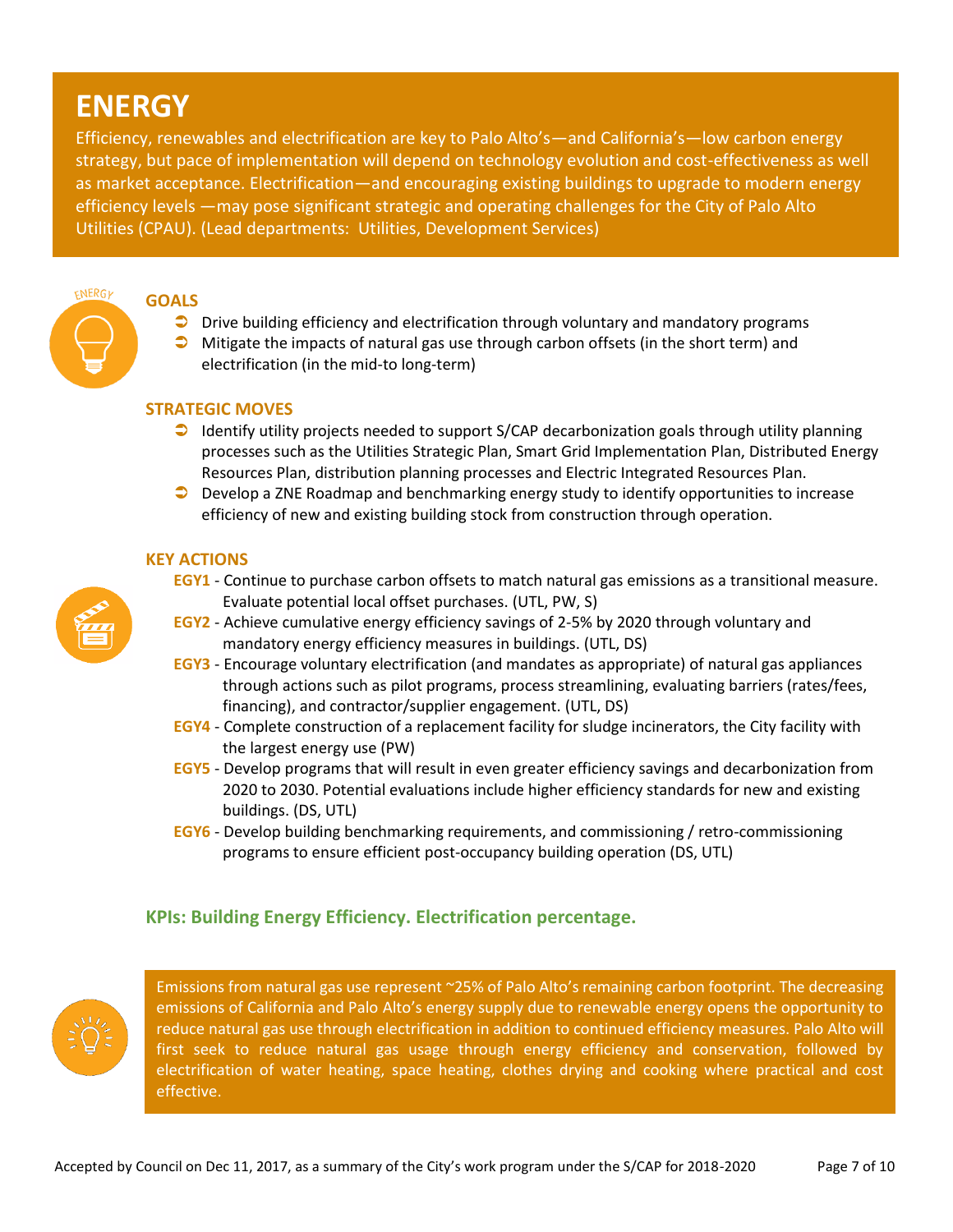# ENERGY

Efficiency, renewables and electrification are key to Palo Alto's—and California's—low carbon energy strategy, but pace of implementation will depend on technology evolution and cost-effectiveness as well as market acceptance. Electrification—and encouraging existing buildings to upgrade to modern energy efficiency levels —may pose significant strategic and operating challenges for the City of Palo Alto Utilities (CPAU). (Lead departments: Utilities, Development Services)

## GOALS

- Drive building efficiency and electrification through voluntary and mandatory programs
- Mitigate the impacts of natural gas use through carbon offsets (in the short term) and electrification (in the mid-to long-term)

## STRATEGIC MOVES

- Identify utility projects needed to support S/CAP decarbonization goals through utility planning processes such as the Utilities Strategic Plan, Smart Grid Implementation Plan, Distributed Energy Resources Plan, distribution planning processes and Electric Integrated Resources Plan.
- Develop a ZNE Roadmap and benchmarking energy study to identify opportunities to increase efficiency of new and existing building stock from construction through operation.

## KEY ACTIONS

**EGY1** - Continue to purchase carbon offsets to match natural gas emissions as a transitional measure. Evaluate potential local offset purchases. (UTL, PW, S)

**EGY2** - Achieve cumulative energy efficiency savings of 2-5% by 2020 through voluntary and mandatory energy efficiency measures in buildings. (UTL, DS)

**EGY3** - Encourage voluntary electrification (and mandates as appropriate) of natural gas appliances through actions such as pilot programs, process streamlining, evaluating barriers (rates/fees, financing), and contractor/supplier engagement. (UTL, DS)

**EGY4** - Complete construction of a replacement facility for sludge incinerators, the City facility with the largest energy use (PW)

**EGY5** - Develop programs that will result in even greater efficiency savings and decarbonization from 2020 to 2030. Potential evaluations include higher efficiency standards for new and existing buildings. (DS, UTL)

**EGY6** - Develop building benchmarking requirements, and commissioning / retro-commissioning programs to ensure efficient post-occupancy building operation (DS, UTL)

## KPIs: Building Energy Efficiency. Electrification percentage.

Emissions from natural gas use represent ~25% of Palo Alto's remaining carbon footprint. The decreasing emissions of California and Palo Alto's energy supply due to renewable energy opens the opportunity to reduce natural gas use through electrification in addition to continued efficiency measures. Palo Alto will first seek to reduce natural gas usage through energy efficiency and conservation, followed by electrification of water heating, space heating, clothes drying and cooking where practical and cost effective.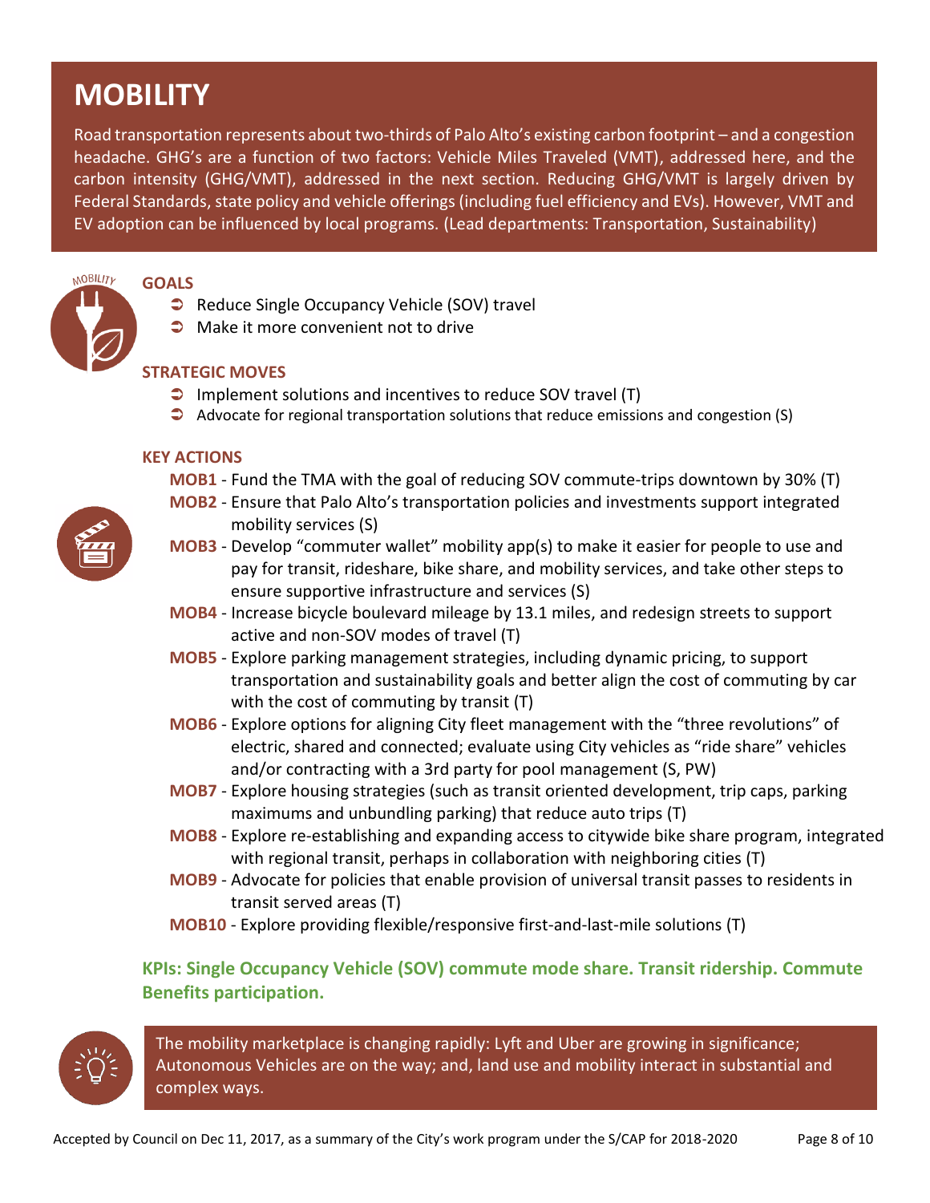# MOBILITY

Road transportation represents about two-thirds of Palo Alto's existing carbon footprint – and a congestion headache. GHG's are a function of two factors: Vehicle Miles Traveled (VMT), addressed here, and the carbon intensity (GHG/VMT), addressed in the next section. Reducing GHG/VMT is largely driven by Federal Standards, state policy and vehicle offerings (including fuel efficiency and EVs). However, VMT and EV adoption can be influenced by local programs. (Lead departments: Transportation, Sustainability)

## GOALS

- Reduce Single Occupancy Vehicle (SOV) travel
- Make it more convenient not to drive

## STRATEGIC MOVES

- Implement solutions and incentives to reduce SOV travel (T)
- Advocate for regional transportation solutions that reduce emissions and congestion (S)

## KEY ACTIONS

- **MOB1** - Fund the TMA with the goal of reducing SOV commute-trips downtown by 30% (T)
- **MOB2** - Ensure that Palo Alto's transportation policies and investments support integrated mobility services (S)
- **MOB3** - Develop "commuter wallet" mobility app(s) to make it easier for people to use and pay for transit, rideshare, bike share, and mobility services, and take other steps to ensure supportive infrastructure and services (S)
- **MOB4** - Increase bicycle boulevard mileage by 13.1 miles, and redesign streets to support active and non-SOV modes of travel (T)
- **MOB5** - Explore parking management strategies, including dynamic pricing, to support transportation and sustainability goals and better align the cost of commuting by car with the cost of commuting by transit (T)
- **MOB6** - Explore options for aligning City fleet management with the "three revolutions" of electric, shared and connected; evaluate using City vehicles as "ride share" vehicles and/or contracting with a 3rd party for pool management (S, PW)
- **MOB7** - Explore housing strategies (such as transit oriented development, trip caps, parking maximums and unbundling parking) that reduce auto trips (T)
- **MOB8** - Explore re-establishing and expanding access to citywide bike share program, integrated with regional transit, perhaps in collaboration with neighboring cities (T)
- **MOB9** - Advocate for policies that enable provision of universal transit passes to residents in transit served areas (T)
- **MOB10** - Explore providing flexible/responsive first-and-last-mile solutions (T)

**KPIs: Single Occupancy Vehicle (SOV) commute mode share. Transit ridership. Commute Benefits participation.**

The mobility marketplace is changing rapidly: Lyft and Uber are growing in significance; Autonomous Vehicles are on the way; and, land use and mobility interact in substantial and complex ways.

Accepted by Council on Dec 11, 2017, as a summary of the City's work program under the S/CAP for 2018-2020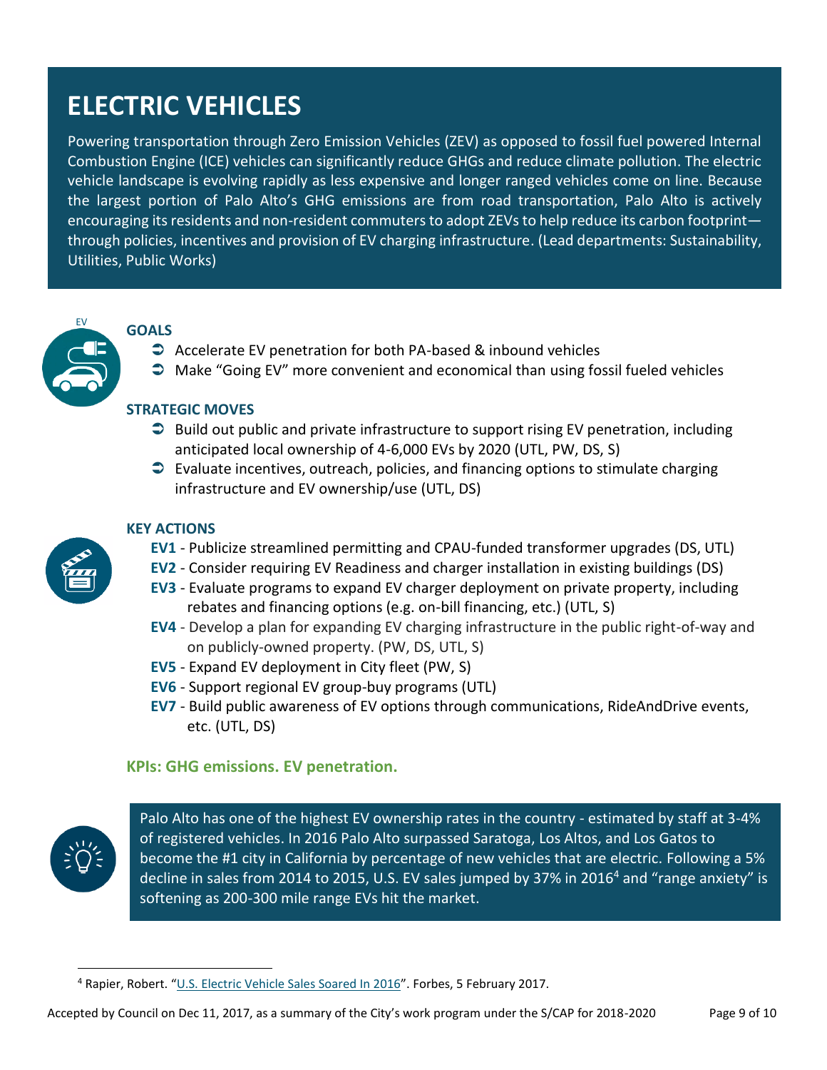# ELECTRIC VEHICLES

Powering transportation through Zero Emission Vehicles (ZEV) as opposed to fossil fuel powered Internal Combustion Engine (ICE) vehicles can significantly reduce GHGs and reduce climate pollution. The electric vehicle landscape is evolving rapidly as less expensive and longer ranged vehicles come on line. Because the largest portion of Palo Alto's GHG emissions are from road transportation, Palo Alto is actively encouraging its residents and non-resident commuters to adopt ZEVs to help reduce its carbon footprint—through policies, incentives and provision of EV charging infrastructure. (Lead departments: Sustainability, Utilities, Public Works)

### GOALS

- Accelerate EV penetration for both PA-based & inbound vehicles
- Make "Going EV" more convenient and economical than using fossil fueled vehicles

### STRATEGIC MOVES

- Build out public and private infrastructure to support rising EV penetration, including anticipated local ownership of 4-6,000 EVs by 2020 (UTL, PW, DS, S)
- Evaluate incentives, outreach, policies, and financing options to stimulate charging infrastructure and EV ownership/use (UTL, DS)

### KEY ACTIONS

- **EV1** - Publicize streamlined permitting and CPAU-funded transformer upgrades (DS, UTL)
- **EV2** - Consider requiring EV Readiness and charger installation in existing buildings (DS)
- **EV3** - Evaluate programs to expand EV charger deployment on private property, including rebates and financing options (e.g. on-bill financing, etc.) (UTL, S)
- **EV4** - Develop a plan for expanding EV charging infrastructure in the public right-of-way and on publicly-owned property. (PW, DS, UTL, S)
- **EV5** - Expand EV deployment in City fleet (PW, S)
- **EV6** - Support regional EV group-buy programs (UTL)
- **EV7** - Build public awareness of EV options through communications, RideAndDrive events, etc. (UTL, DS)

### KPIs: GHG emissions. EV penetration.

Palo Alto has one of the highest EV ownership rates in the country - estimated by staff at 3-4% of registered vehicles. In 2016 Palo Alto surpassed Saratoga, Los Altos, and Los Gatos to become the #1 city in California by percentage of new vehicles that are electric. Following a 5% decline in sales from 2014 to 2015, U.S. EV sales jumped by 37% in 2016[4] and "range anxiety" is softening as 200-300 mile range EVs hit the market.

[4] Rapier, Robert. "U.S. Electric Vehicle Sales Soared In 2016". Forbes, 5 February 2017.

Accepted by Council on Dec 11, 2017, as a summary of the City's work program under the S/CAP for 2018-2020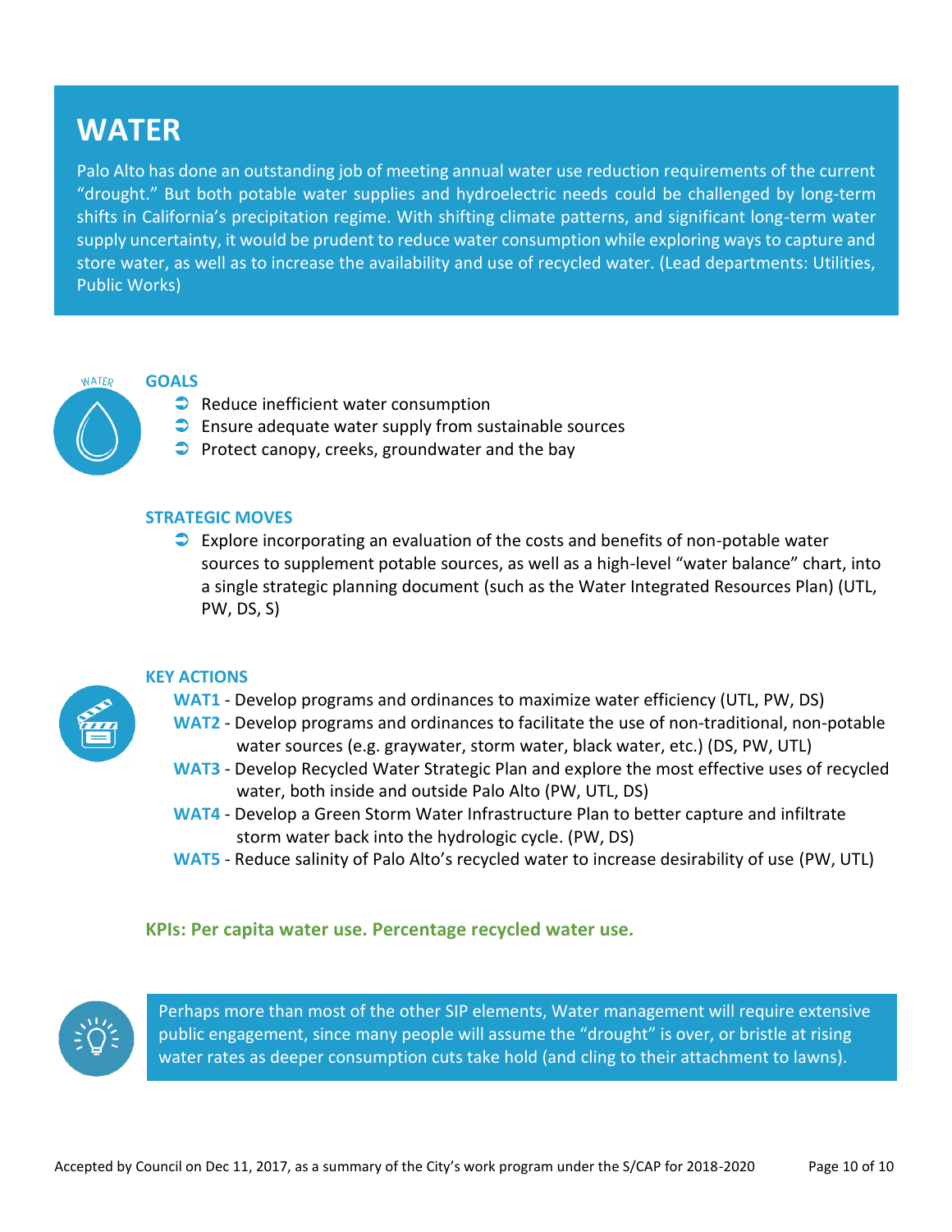# WATER

Palo Alto has done an outstanding job of meeting annual water use reduction requirements of the current "drought." But both potable water supplies and hydroelectric needs could be challenged by long-term shifts in California's precipitation regime. With shifting climate patterns, and significant long-term water supply uncertainty, it would be prudent to reduce water consumption while exploring ways to capture and store water, as well as to increase the availability and use of recycled water. (Lead departments: Utilities, Public Works)

## GOALS

- Reduce inefficient water consumption
- Ensure adequate water supply from sustainable sources
- Protect canopy, creeks, groundwater and the bay

## STRATEGIC MOVES

- Explore incorporating an evaluation of the costs and benefits of non-potable water sources to supplement potable sources, as well as a high-level "water balance" chart, into a single strategic planning document (such as the Water Integrated Resources Plan) (UTL, PW, DS, S)

## KEY ACTIONS

**WAT1** - Develop programs and ordinances to maximize water efficiency (UTL, PW, DS)

**WAT2** - Develop programs and ordinances to facilitate the use of non-traditional, non-potable water sources (e.g. graywater, storm water, black water, etc.) (DS, PW, UTL)

**WAT3** - Develop Recycled Water Strategic Plan and explore the most effective uses of recycled water, both inside and outside Palo Alto (PW, UTL, DS)

**WAT4** - Develop a Green Storm Water Infrastructure Plan to better capture and infiltrate storm water back into the hydrologic cycle. (PW, DS)

**WAT5** - Reduce salinity of Palo Alto's recycled water to increase desirability of use (PW, UTL)

**KPIs: Per capita water use. Percentage recycled water use.**

Perhaps more than most of the other SIP elements, Water management will require extensive public engagement, since many people will assume the "drought" is over, or bristle at rising water rates as deeper consumption cuts take hold (and cling to their attachment to lawns).

Accepted by Council on Dec 11, 2017, as a summary of the City's work program under the S/CAP for 2018-2020